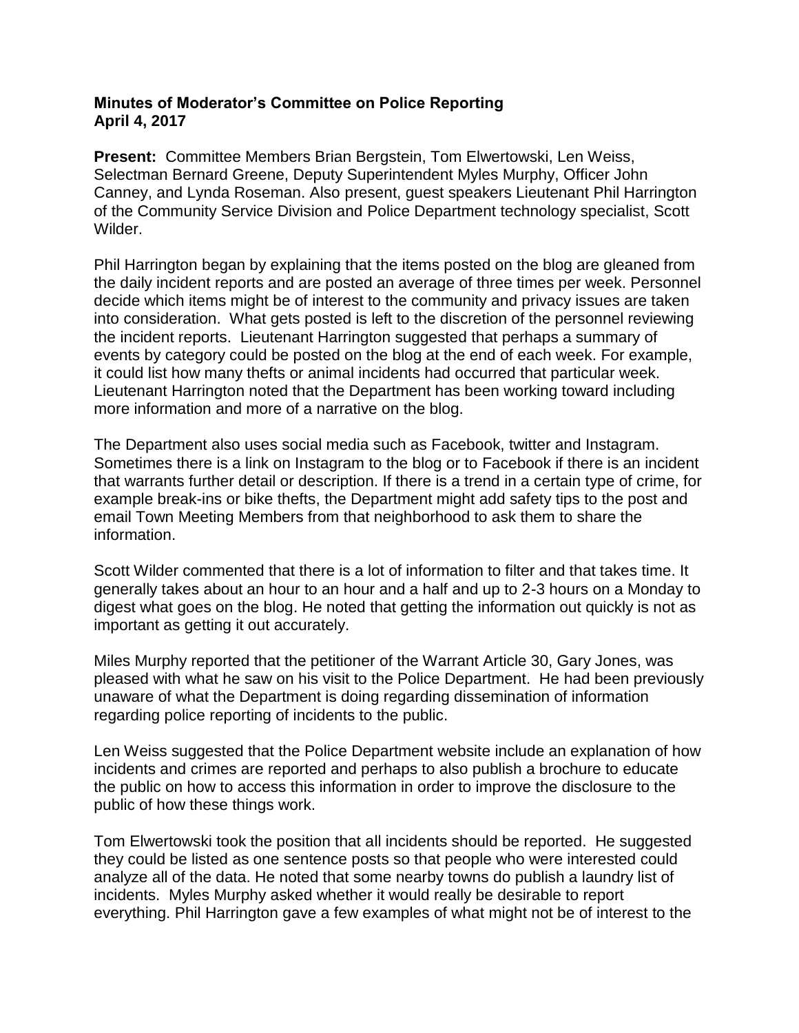**Minutes of Moderator's Committee on Police Reporting**
**April 4, 2017**

**Present:** Committee Members Brian Bergstein, Tom Elwertowski, Len Weiss, Selectman Bernard Greene, Deputy Superintendent Myles Murphy, Officer John Canney, and Lynda Roseman. Also present, guest speakers Lieutenant Phil Harrington of the Community Service Division and Police Department technology specialist, Scott Wilder.

Phil Harrington began by explaining that the items posted on the blog are gleaned from the daily incident reports and are posted an average of three times per week. Personnel decide which items might be of interest to the community and privacy issues are taken into consideration. What gets posted is left to the discretion of the personnel reviewing the incident reports. Lieutenant Harrington suggested that perhaps a summary of events by category could be posted on the blog at the end of each week. For example, it could list how many thefts or animal incidents had occurred that particular week. Lieutenant Harrington noted that the Department has been working toward including more information and more of a narrative on the blog.

The Department also uses social media such as Facebook, twitter and Instagram. Sometimes there is a link on Instagram to the blog or to Facebook if there is an incident that warrants further detail or description. If there is a trend in a certain type of crime, for example break-ins or bike thefts, the Department might add safety tips to the post and email Town Meeting Members from that neighborhood to ask them to share the information.

Scott Wilder commented that there is a lot of information to filter and that takes time. It generally takes about an hour to an hour and a half and up to 2-3 hours on a Monday to digest what goes on the blog. He noted that getting the information out quickly is not as important as getting it out accurately.

Miles Murphy reported that the petitioner of the Warrant Article 30, Gary Jones, was pleased with what he saw on his visit to the Police Department. He had been previously unaware of what the Department is doing regarding dissemination of information regarding police reporting of incidents to the public.

Len Weiss suggested that the Police Department website include an explanation of how incidents and crimes are reported and perhaps to also publish a brochure to educate the public on how to access this information in order to improve the disclosure to the public of how these things work.

Tom Elwertowski took the position that all incidents should be reported. He suggested they could be listed as one sentence posts so that people who were interested could analyze all of the data. He noted that some nearby towns do publish a laundry list of incidents. Myles Murphy asked whether it would really be desirable to report everything. Phil Harrington gave a few examples of what might not be of interest to the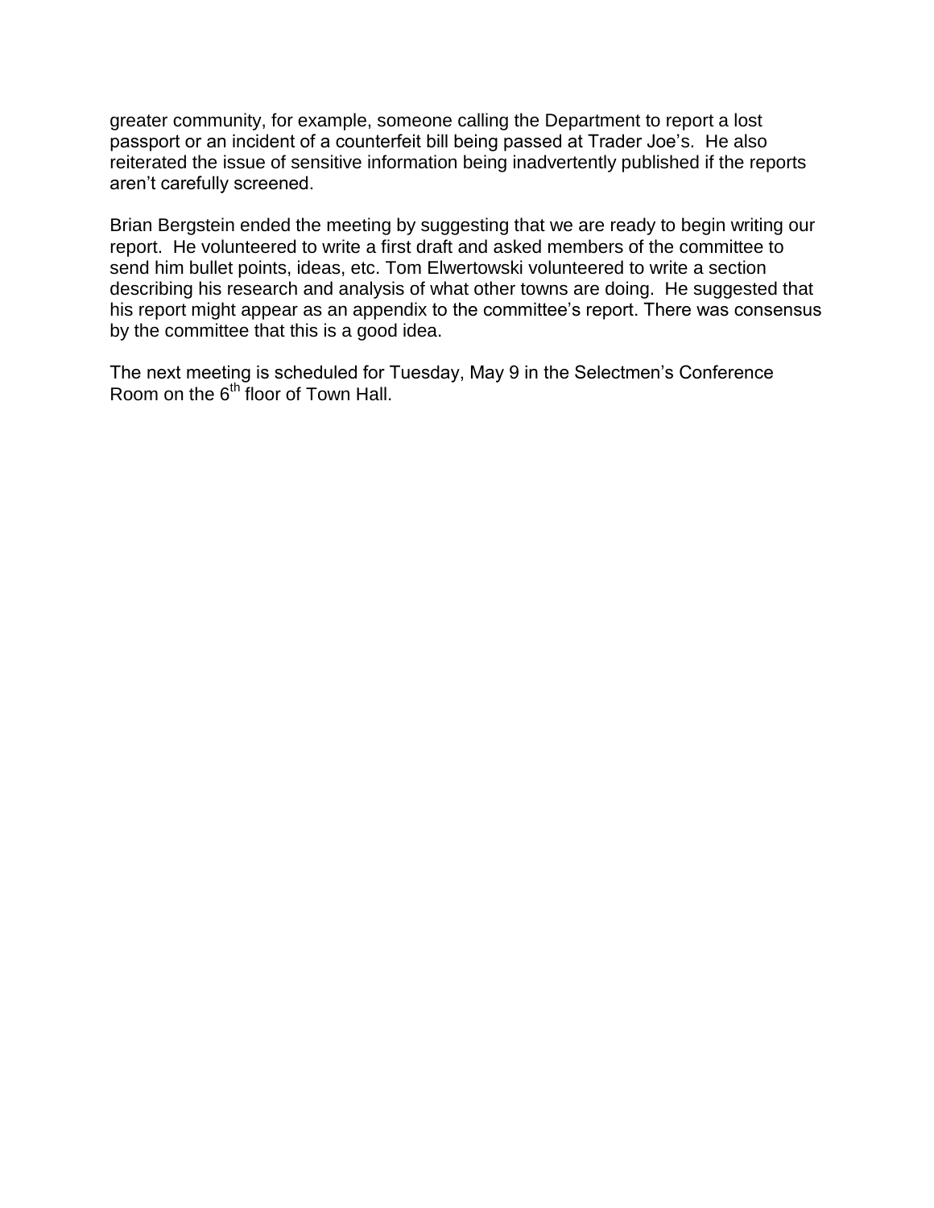greater community, for example, someone calling the Department to report a lost passport or an incident of a counterfeit bill being passed at Trader Joe's. He also reiterated the issue of sensitive information being inadvertently published if the reports aren't carefully screened.

Brian Bergstein ended the meeting by suggesting that we are ready to begin writing our report. He volunteered to write a first draft and asked members of the committee to send him bullet points, ideas, etc. Tom Elwertowski volunteered to write a section describing his research and analysis of what other towns are doing. He suggested that his report might appear as an appendix to the committee's report. There was consensus by the committee that this is a good idea.

The next meeting is scheduled for Tuesday, May 9 in the Selectmen's Conference Room on the 6th floor of Town Hall.